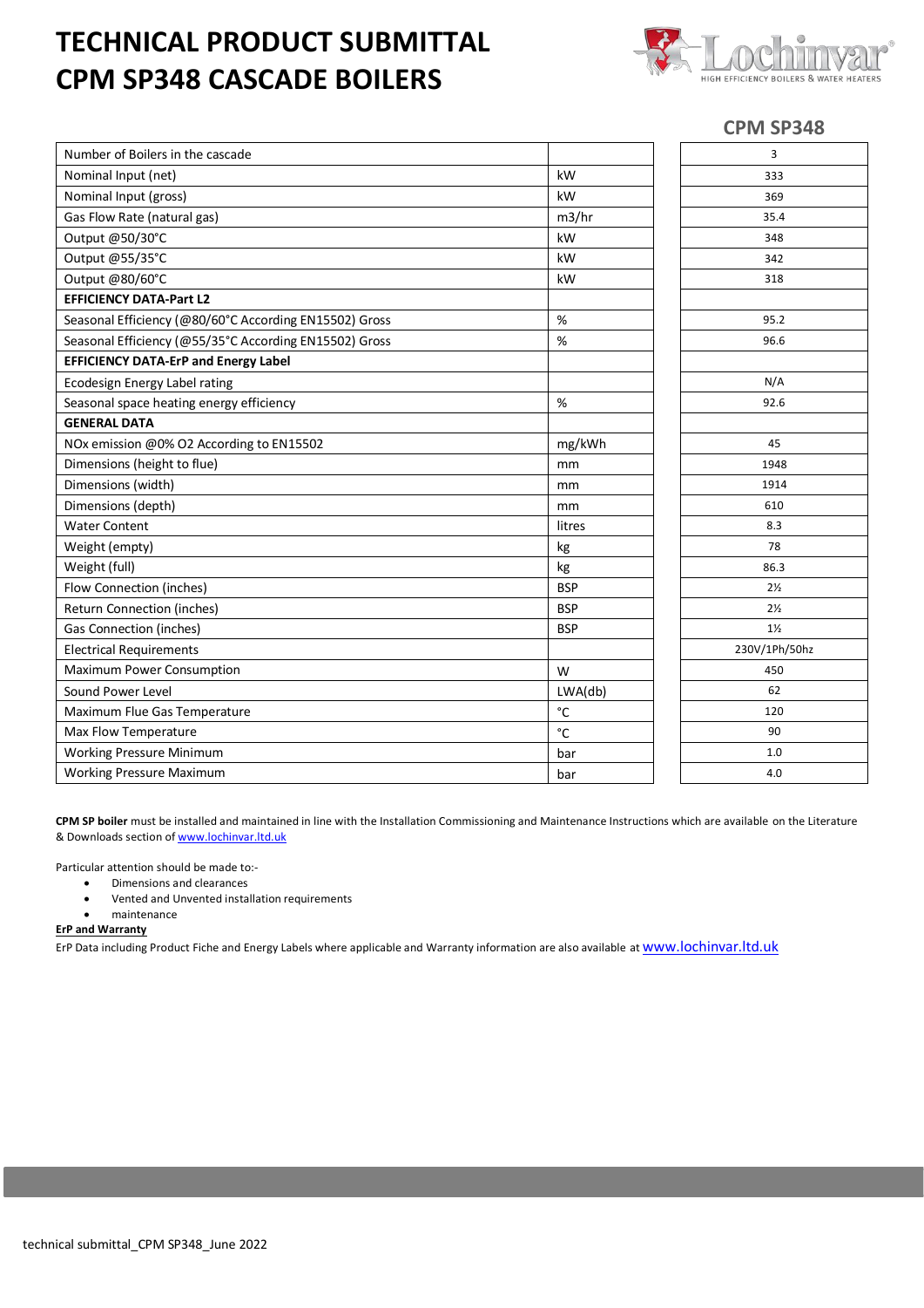# TECHNICAL PRODUCT SUBMITTAL
# CPM SP348 CASCADE BOILERS

| | | CPM SP348 |
|---|---|---|
| Number of Boilers in the cascade | | 3 |
| Nominal Input (net) | kW | 333 |
| Nominal Input (gross) | kW | 369 |
| Gas Flow Rate (natural gas) | m3/hr | 35.4 |
| Output @50/30°C | kW | 348 |
| Output @55/35°C | kW | 342 |
| Output @80/60°C | kW | 318 |
| **EFFICIENCY DATA-Part L2** | | |
| Seasonal Efficiency (@80/60°C According EN15502) Gross | % | 95.2 |
| Seasonal Efficiency (@55/35°C According EN15502) Gross | % | 96.6 |
| **EFFICIENCY DATA-ErP and Energy Label** | | |
| Ecodesign Energy Label rating | | N/A |
| Seasonal space heating energy efficiency | % | 92.6 |
| **GENERAL DATA** | | |
| NOx emission @0% O2 According to EN15502 | mg/kWh | 45 |
| Dimensions (height to flue) | mm | 1948 |
| Dimensions (width) | mm | 1914 |
| Dimensions (depth) | mm | 610 |
| Water Content | litres | 8.3 |
| Weight (empty) | kg | 78 |
| Weight (full) | kg | 86.3 |
| Flow Connection (inches) | BSP | 2½ |
| Return Connection (inches) | BSP | 2½ |
| Gas Connection (inches) | BSP | 1½ |
| Electrical Requirements | | 230V/1Ph/50hz |
| Maximum Power Consumption | W | 450 |
| Sound Power Level | LWA(db) | 62 |
| Maximum Flue Gas Temperature | °C | 120 |
| Max Flow Temperature | °C | 90 |
| Working Pressure Minimum | bar | 1.0 |
| Working Pressure Maximum | bar | 4.0 |

**CPM SP boiler** must be installed and maintained in line with the Installation Commissioning and Maintenance Instructions which are available on the Literature & Downloads section of www.lochinvar.ltd.uk

Particular attention should be made to:-

- Dimensions and clearances
- Vented and Unvented installation requirements
- maintenance

**ErP and Warranty**

ErP Data including Product Fiche and Energy Labels where applicable and Warranty information are also available at www.lochinvar.ltd.uk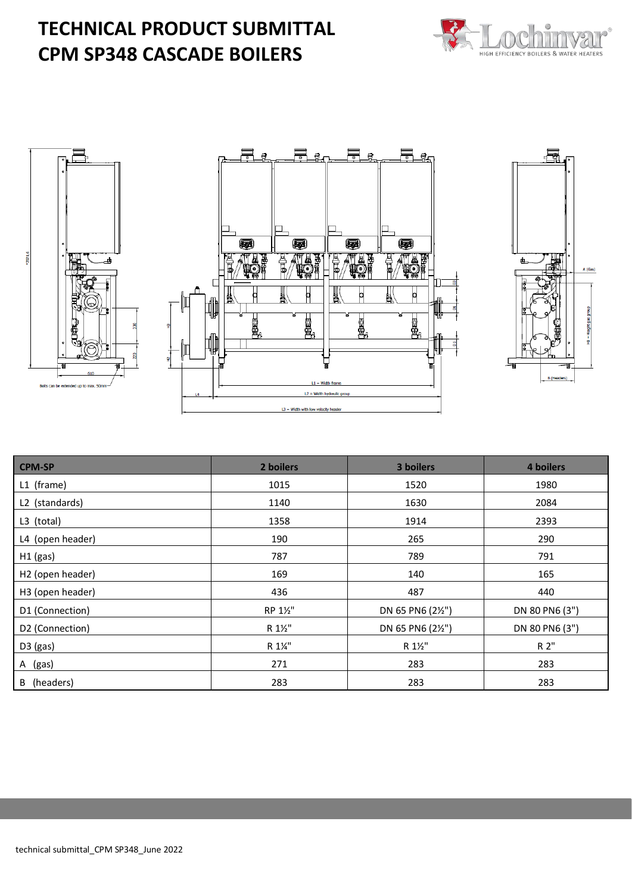# TECHNICAL PRODUCT SUBMITTAL
# CPM SP348 CASCADE BOILERS

2016

Bolts can be extended up to max. 50mm

610

330

220

H3

H2

L4

L1 = Width frame

L2 = Width hydraulic group

L3 = Width with low velocity header

D3

D2

D1

A (Gas)

H1 = Height gas group

B (Headers)

| CPM-SP | 2 boilers | 3 boilers | 4 boilers |
|---|---|---|---|
| L1 (frame) | 1015 | 1520 | 1980 |
| L2 (standards) | 1140 | 1630 | 2084 |
| L3 (total) | 1358 | 1914 | 2393 |
| L4 (open header) | 190 | 265 | 290 |
| H1 (gas) | 787 | 789 | 791 |
| H2 (open header) | 169 | 140 | 165 |
| H3 (open header) | 436 | 487 | 440 |
| D1 (Connection) | RP 1½" | DN 65 PN6 (2½") | DN 80 PN6 (3") |
| D2 (Connection) | R 1½" | DN 65 PN6 (2½") | DN 80 PN6 (3") |
| D3 (gas) | R 1¼" | R 1½" | R 2" |
| A (gas) | 271 | 283 | 283 |
| B (headers) | 283 | 283 | 283 |

technical submittal_CPM SP348_June 2022